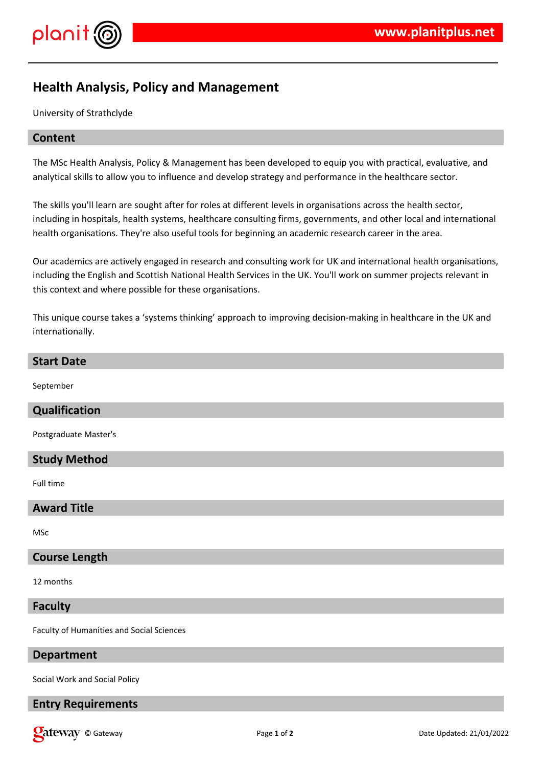# Health Analysis, Policy and Management

University of Strathclyde

## Content

The MSc Health Analysis, Policy & Management has been developed to equip you with practical, evaluative, and analytical skills to allow you to influence and develop strategy and performance in the healthcare sector.

The skills you'll learn are sought after for roles at different levels in organisations across the health sector, including in hospitals, health systems, healthcare consulting firms, governments, and other local and international health organisations. They're also useful tools for beginning an academic research career in the area.

Our academics are actively engaged in research and consulting work for UK and international health organisations, including the English and Scottish National Health Services in the UK. You'll work on summer projects relevant in this context and where possible for these organisations.

This unique course takes a 'systems thinking' approach to improving decision-making in healthcare in the UK and internationally.

## Start Date

September

## Qualification

Postgraduate Master's

## Study Method

Full time

## Award Title

MSc

## Course Length

12 months

## Faculty

Faculty of Humanities and Social Sciences

## Department

Social Work and Social Policy

## Entry Requirements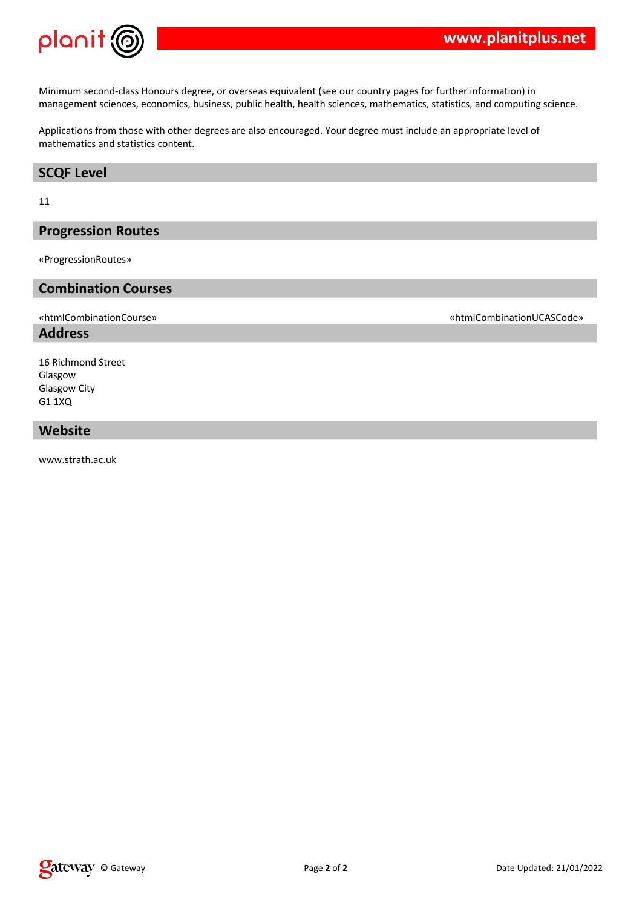Minimum second-class Honours degree, or overseas equivalent (see our country pages for further information) in management sciences, economics, business, public health, health sciences, mathematics, statistics, and computing science.

Applications from those with other degrees are also encouraged. Your degree must include an appropriate level of mathematics and statistics content.

## SCQF Level

11

## Progression Routes

«ProgressionRoutes»

## Combination Courses

«htmlCombinationCourse» «htmlCombinationUCASCode»

## Address

16 Richmond Street
Glasgow
Glasgow City
G1 1XQ

## Website

www.strath.ac.uk